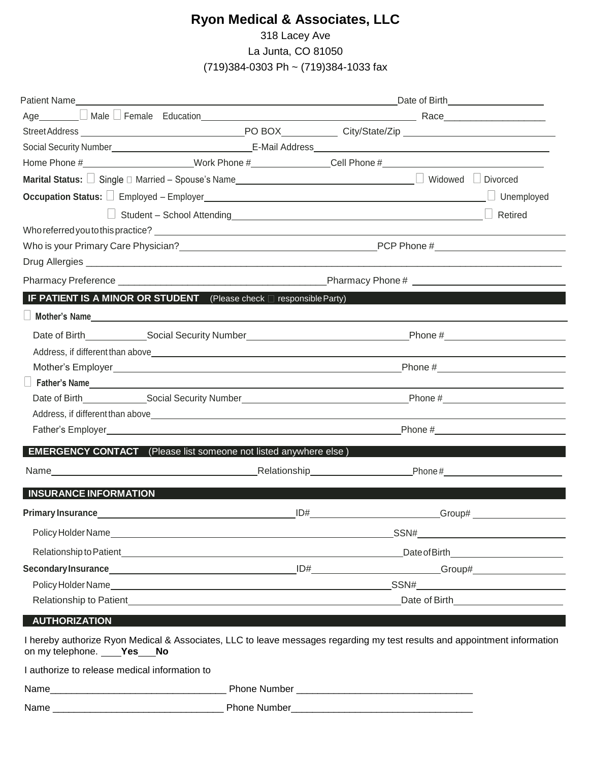# Ryon Medical & Associates, LLC

318 Lacey Ave
La Junta, CO 81050
(719)384-0303 Ph ~ (719)384-1033 fax

Patient Name\_\_\_\_\_\_\_\_\_\_\_\_\_\_\_\_\_\_\_\_\_\_\_\_\_\_\_\_\_\_\_\_\_\_\_\_\_\_\_\_ Date of Birth\_\_\_\_\_\_\_\_\_\_\_\_\_\_\_\_

Age\_\_\_\_\_\_ ☐ Male ☐ Female Education\_\_\_\_\_\_\_\_\_\_\_\_\_\_\_\_\_\_\_\_\_\_\_\_\_\_\_\_\_\_ Race\_\_\_\_\_\_\_\_\_\_\_\_\_\_\_\_

Street Address \_\_\_\_\_\_\_\_\_\_\_\_\_\_\_\_\_\_\_\_\_\_\_\_ PO BOX\_\_\_\_\_\_\_\_\_\_ City/State/Zip \_\_\_\_\_\_\_\_\_\_\_\_\_\_\_\_\_\_\_\_\_\_\_\_

Social Security Number\_\_\_\_\_\_\_\_\_\_\_\_\_\_\_\_\_\_\_\_\_\_\_\_ E-Mail Address\_\_\_\_\_\_\_\_\_\_\_\_\_\_\_\_\_\_\_\_\_\_\_\_\_\_\_\_\_\_\_\_

Home Phone #\_\_\_\_\_\_\_\_\_\_\_\_\_\_\_\_\_\_ Work Phone #\_\_\_\_\_\_\_\_\_\_\_\_\_\_\_ Cell Phone #\_\_\_\_\_\_\_\_\_\_\_\_\_\_\_\_\_\_\_\_\_\_\_\_

**Marital Status:** ☐ Single ☐ Married – Spouse's Name\_\_\_\_\_\_\_\_\_\_\_\_\_\_\_\_\_\_\_\_\_\_\_\_\_\_\_\_\_\_ ☐ Widowed ☐ Divorced

**Occupation Status:** ☐ Employed – Employer\_\_\_\_\_\_\_\_\_\_\_\_\_\_\_\_\_\_\_\_\_\_\_\_\_\_\_\_\_\_\_\_\_\_\_\_\_\_\_\_ ☐ Unemployed

☐ Student – School Attending\_\_\_\_\_\_\_\_\_\_\_\_\_\_\_\_\_\_\_\_\_\_\_\_\_\_\_\_\_\_\_\_\_\_\_\_\_\_\_\_ ☐ Retired

Who referred you to this practice? \_\_\_\_\_\_\_\_\_\_\_\_\_\_\_\_\_\_\_\_\_\_\_\_\_\_\_\_\_\_\_\_\_\_\_\_\_\_\_\_\_\_\_\_\_\_\_\_\_\_\_\_

Who is your Primary Care Physician?\_\_\_\_\_\_\_\_\_\_\_\_\_\_\_\_\_\_\_\_\_\_\_\_\_\_\_\_\_\_ PCP Phone #\_\_\_\_\_\_\_\_\_\_\_\_\_\_\_\_\_\_\_\_

Drug Allergies \_\_\_\_\_\_\_\_\_\_\_\_\_\_\_\_\_\_\_\_\_\_\_\_\_\_\_\_\_\_\_\_\_\_\_\_\_\_\_\_\_\_\_\_\_\_\_\_\_\_\_\_\_\_\_\_\_\_\_\_\_\_\_\_\_\_\_\_\_\_

Pharmacy Preference \_\_\_\_\_\_\_\_\_\_\_\_\_\_\_\_\_\_\_\_\_\_\_\_\_\_\_\_\_\_\_\_ Pharmacy Phone # \_\_\_\_\_\_\_\_\_\_\_\_\_\_\_\_\_\_\_\_\_\_\_\_

## IF PATIENT IS A MINOR OR STUDENT (Please check ☐ responsible Party)

☐ **Mother's Name**\_\_\_\_\_\_\_\_\_\_\_\_\_\_\_\_\_\_\_\_\_\_\_\_\_\_\_\_\_\_\_\_\_\_\_\_\_\_\_\_\_\_\_\_\_\_\_\_\_\_\_\_\_\_\_\_\_\_\_\_\_\_\_\_

Date of Birth\_\_\_\_\_\_\_\_\_\_ Social Security Number\_\_\_\_\_\_\_\_\_\_\_\_\_\_\_\_\_\_\_\_\_\_\_\_\_\_ Phone #\_\_\_\_\_\_\_\_\_\_\_\_\_\_\_\_\_\_\_\_

Address, if different than above\_\_\_\_\_\_\_\_\_\_\_\_\_\_\_\_\_\_\_\_\_\_\_\_\_\_\_\_\_\_\_\_\_\_\_\_\_\_\_\_\_\_\_\_\_\_\_\_\_\_\_\_\_\_

Mother's Employer\_\_\_\_\_\_\_\_\_\_\_\_\_\_\_\_\_\_\_\_\_\_\_\_\_\_\_\_\_\_\_\_\_\_\_\_\_\_\_\_\_\_\_\_ Phone #\_\_\_\_\_\_\_\_\_\_\_\_\_\_\_\_\_\_\_\_

☐ **Father's Name**\_\_\_\_\_\_\_\_\_\_\_\_\_\_\_\_\_\_\_\_\_\_\_\_\_\_\_\_\_\_\_\_\_\_\_\_\_\_\_\_\_\_\_\_\_\_\_\_\_\_\_\_\_\_\_\_\_\_\_\_\_\_\_\_

Date of Birth\_\_\_\_\_\_\_\_\_\_ Social Security Number\_\_\_\_\_\_\_\_\_\_\_\_\_\_\_\_\_\_\_\_\_\_\_\_\_\_ Phone #\_\_\_\_\_\_\_\_\_\_\_\_\_\_\_\_\_\_\_\_

Address, if different than above\_\_\_\_\_\_\_\_\_\_\_\_\_\_\_\_\_\_\_\_\_\_\_\_\_\_\_\_\_\_\_\_\_\_\_\_\_\_\_\_\_\_\_\_\_\_\_\_\_\_\_\_\_\_

Father's Employer\_\_\_\_\_\_\_\_\_\_\_\_\_\_\_\_\_\_\_\_\_\_\_\_\_\_\_\_\_\_\_\_\_\_\_\_\_\_\_\_\_\_\_\_ Phone #\_\_\_\_\_\_\_\_\_\_\_\_\_\_\_\_\_\_\_\_

## EMERGENCY CONTACT (Please list someone not listed anywhere else )

Name\_\_\_\_\_\_\_\_\_\_\_\_\_\_\_\_\_\_\_\_\_\_\_\_\_\_\_\_\_\_ Relationship\_\_\_\_\_\_\_\_\_\_\_\_\_\_\_\_ Phone #\_\_\_\_\_\_\_\_\_\_\_\_\_\_\_\_\_\_\_\_

## INSURANCE INFORMATION

**Primary Insurance**\_\_\_\_\_\_\_\_\_\_\_\_\_\_\_\_\_\_\_\_\_\_\_\_\_\_\_\_\_\_ ID#\_\_\_\_\_\_\_\_\_\_\_\_\_\_\_\_\_\_\_\_ Group# \_\_\_\_\_\_\_\_\_\_\_\_\_\_\_\_

Policy Holder Name\_\_\_\_\_\_\_\_\_\_\_\_\_\_\_\_\_\_\_\_\_\_\_\_\_\_\_\_\_\_\_\_\_\_\_\_\_\_\_\_\_\_\_\_ SSN#\_\_\_\_\_\_\_\_\_\_\_\_\_\_\_\_\_\_\_\_\_\_\_\_

Relationship to Patient\_\_\_\_\_\_\_\_\_\_\_\_\_\_\_\_\_\_\_\_\_\_\_\_\_\_\_\_\_\_\_\_\_\_\_\_\_\_\_\_\_\_ Date of Birth\_\_\_\_\_\_\_\_\_\_\_\_\_\_\_\_\_\_\_\_

**Secondary Insurance**\_\_\_\_\_\_\_\_\_\_\_\_\_\_\_\_\_\_\_\_\_\_\_\_\_\_\_\_ ID#\_\_\_\_\_\_\_\_\_\_\_\_\_\_\_\_\_\_\_\_ Group#\_\_\_\_\_\_\_\_\_\_\_\_\_\_\_\_

Policy Holder Name\_\_\_\_\_\_\_\_\_\_\_\_\_\_\_\_\_\_\_\_\_\_\_\_\_\_\_\_\_\_\_\_\_\_\_\_\_\_\_\_\_\_\_\_ SSN#\_\_\_\_\_\_\_\_\_\_\_\_\_\_\_\_\_\_\_\_\_\_\_\_

Relationship to Patient\_\_\_\_\_\_\_\_\_\_\_\_\_\_\_\_\_\_\_\_\_\_\_\_\_\_\_\_\_\_\_\_\_\_\_\_\_\_\_\_\_\_ Date of Birth\_\_\_\_\_\_\_\_\_\_\_\_\_\_\_\_\_\_\_\_

## AUTHORIZATION

I hereby authorize Ryon Medical & Associates, LLC to leave messages regarding my test results and appointment information on my telephone. \_\_\_\_**Yes**\_\_\_**No**

I authorize to release medical information to

Name\_\_\_\_\_\_\_\_\_\_\_\_\_\_\_\_\_\_\_\_\_\_\_\_\_\_\_\_\_\_ Phone Number \_\_\_\_\_\_\_\_\_\_\_\_\_\_\_\_\_\_\_\_\_\_\_\_\_\_\_\_\_\_

Name \_\_\_\_\_\_\_\_\_\_\_\_\_\_\_\_\_\_\_\_\_\_\_\_\_\_\_\_\_\_ Phone Number\_\_\_\_\_\_\_\_\_\_\_\_\_\_\_\_\_\_\_\_\_\_\_\_\_\_\_\_\_\_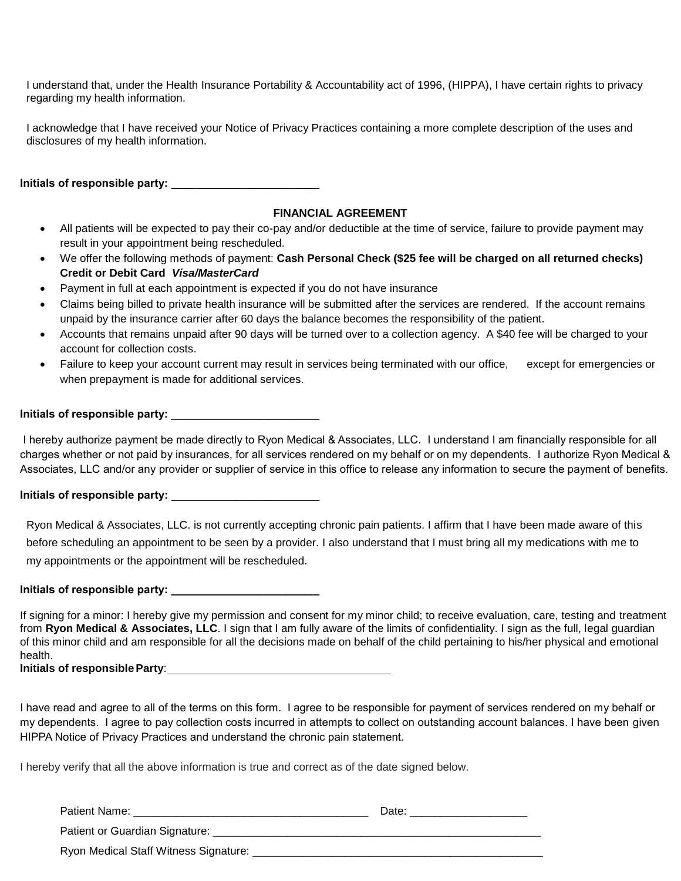I understand that, under the Health Insurance Portability & Accountability act of 1996, (HIPPA), I have certain rights to privacy regarding my health information.

I acknowledge that I have received your Notice of Privacy Practices containing a more complete description of the uses and disclosures of my health information.

**Initials of responsible party: \_\_\_\_\_\_\_\_\_\_\_\_\_\_\_\_\_\_\_\_\_\_\_\_**

**FINANCIAL AGREEMENT**

- All patients will be expected to pay their co-pay and/or deductible at the time of service, failure to provide payment may result in your appointment being rescheduled.
- We offer the following methods of payment: **Cash Personal Check ($25 fee will be charged on all returned checks) Credit or Debit Card** ***Visa/MasterCard***
- Payment in full at each appointment is expected if you do not have insurance
- Claims being billed to private health insurance will be submitted after the services are rendered. If the account remains unpaid by the insurance carrier after 60 days the balance becomes the responsibility of the patient.
- Accounts that remains unpaid after 90 days will be turned over to a collection agency. A $40 fee will be charged to your account for collection costs.
- Failure to keep your account current may result in services being terminated with our office, except for emergencies or when prepayment is made for additional services.

**Initials of responsible party: \_\_\_\_\_\_\_\_\_\_\_\_\_\_\_\_\_\_\_\_\_\_\_\_**

I hereby authorize payment be made directly to Ryon Medical & Associates, LLC. I understand I am financially responsible for all charges whether or not paid by insurances, for all services rendered on my behalf or on my dependents. I authorize Ryon Medical & Associates, LLC and/or any provider or supplier of service in this office to release any information to secure the payment of benefits.

**Initials of responsible party: \_\_\_\_\_\_\_\_\_\_\_\_\_\_\_\_\_\_\_\_\_\_\_\_**

Ryon Medical & Associates, LLC. is not currently accepting chronic pain patients. I affirm that I have been made aware of this before scheduling an appointment to be seen by a provider. I also understand that I must bring all my medications with me to my appointments or the appointment will be rescheduled.

**Initials of responsible party: \_\_\_\_\_\_\_\_\_\_\_\_\_\_\_\_\_\_\_\_\_\_\_\_**

If signing for a minor: I hereby give my permission and consent for my minor child; to receive evaluation, care, testing and treatment from **Ryon Medical & Associates, LLC**. I sign that I am fully aware of the limits of confidentiality. I sign as the full, legal guardian of this minor child and am responsible for all the decisions made on behalf of the child pertaining to his/her physical and emotional health.

**Initials of responsible Party**:\_\_\_\_\_\_\_\_\_\_\_\_\_\_\_\_\_\_\_\_\_\_\_\_\_\_\_\_\_\_\_\_\_\_\_

I have read and agree to all of the terms on this form. I agree to be responsible for payment of services rendered on my behalf or my dependents. I agree to pay collection costs incurred in attempts to collect on outstanding account balances. I have been given HIPPA Notice of Privacy Practices and understand the chronic pain statement.

I hereby verify that all the above information is true and correct as of the date signed below.

Patient Name: \_\_\_\_\_\_\_\_\_\_\_\_\_\_\_\_\_\_\_\_\_\_\_\_\_\_\_\_\_\_\_\_\_\_\_\_\_\_ Date: \_\_\_\_\_\_\_\_\_\_\_\_\_\_\_\_\_\_\_

Patient or Guardian Signature: \_\_\_\_\_\_\_\_\_\_\_\_\_\_\_\_\_\_\_\_\_\_\_\_\_\_\_\_\_\_\_\_\_\_\_\_\_\_\_\_\_\_\_\_\_\_\_\_\_\_\_\_\_

Ryon Medical Staff Witness Signature: \_\_\_\_\_\_\_\_\_\_\_\_\_\_\_\_\_\_\_\_\_\_\_\_\_\_\_\_\_\_\_\_\_\_\_\_\_\_\_\_\_\_\_\_\_\_\_\_